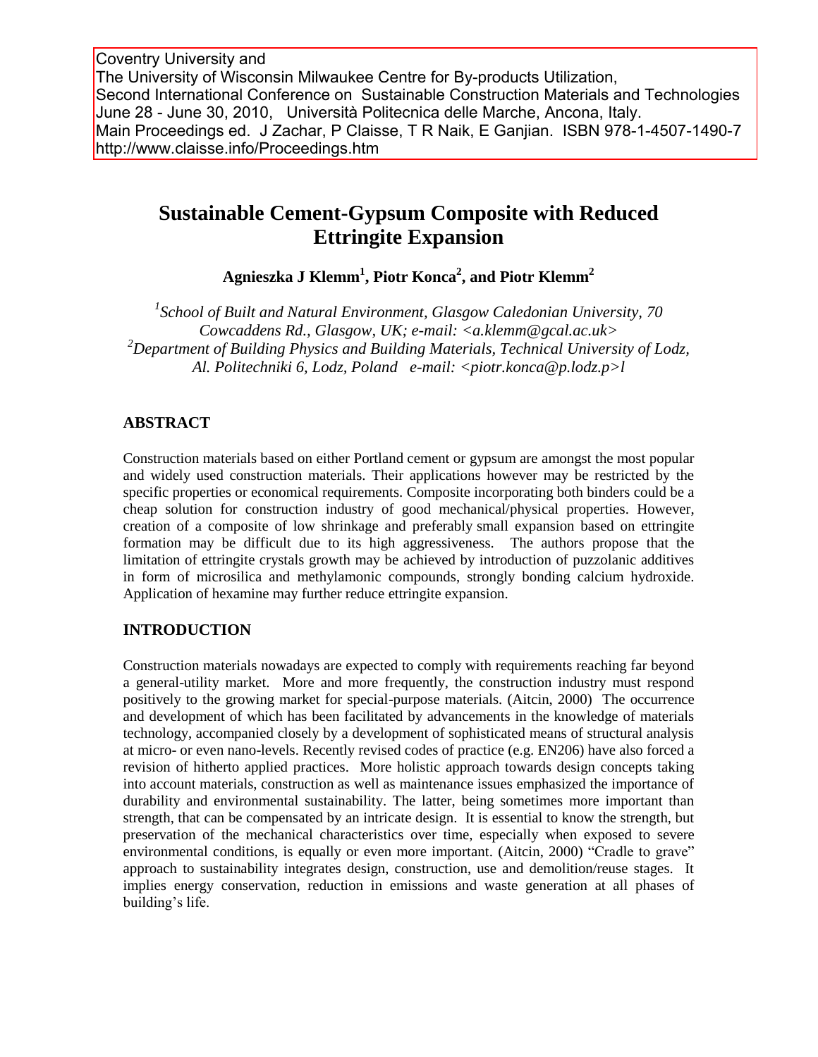Coventry University and
The University of Wisconsin Milwaukee Centre for By-products Utilization,
Second International Conference on Sustainable Construction Materials and Technologies
June 28 - June 30, 2010, Università Politecnica delle Marche, Ancona, Italy.
Main Proceedings ed. J Zachar, P Claisse, T R Naik, E Ganjian. ISBN 978-1-4507-1490-7
http://www.claisse.info/Proceedings.htm

# Sustainable Cement-Gypsum Composite with Reduced Ettringite Expansion

**Agnieszka J Klemm[1], Piotr Konca[2], and Piotr Klemm[2]**

*[1]School of Built and Natural Environment, Glasgow Caledonian University, 70 Cowcaddens Rd., Glasgow, UK; e-mail: <a.klemm@gcal.ac.uk>*
*[2]Department of Building Physics and Building Materials, Technical University of Lodz, Al. Politechniki 6, Lodz, Poland e-mail: <piotr.konca@p.lodz.p>l*

## ABSTRACT

Construction materials based on either Portland cement or gypsum are amongst the most popular and widely used construction materials. Their applications however may be restricted by the specific properties or economical requirements. Composite incorporating both binders could be a cheap solution for construction industry of good mechanical/physical properties. However, creation of a composite of low shrinkage and preferably small expansion based on ettringite formation may be difficult due to its high aggressiveness. The authors propose that the limitation of ettringite crystals growth may be achieved by introduction of puzzolanic additives in form of microsilica and methylamonic compounds, strongly bonding calcium hydroxide. Application of hexamine may further reduce ettringite expansion.

## INTRODUCTION

Construction materials nowadays are expected to comply with requirements reaching far beyond a general-utility market. More and more frequently, the construction industry must respond positively to the growing market for special-purpose materials. (Aitcin, 2000) The occurrence and development of which has been facilitated by advancements in the knowledge of materials technology, accompanied closely by a development of sophisticated means of structural analysis at micro- or even nano-levels. Recently revised codes of practice (e.g. EN206) have also forced a revision of hitherto applied practices. More holistic approach towards design concepts taking into account materials, construction as well as maintenance issues emphasized the importance of durability and environmental sustainability. The latter, being sometimes more important than strength, that can be compensated by an intricate design. It is essential to know the strength, but preservation of the mechanical characteristics over time, especially when exposed to severe environmental conditions, is equally or even more important. (Aitcin, 2000) "Cradle to grave" approach to sustainability integrates design, construction, use and demolition/reuse stages. It implies energy conservation, reduction in emissions and waste generation at all phases of building's life.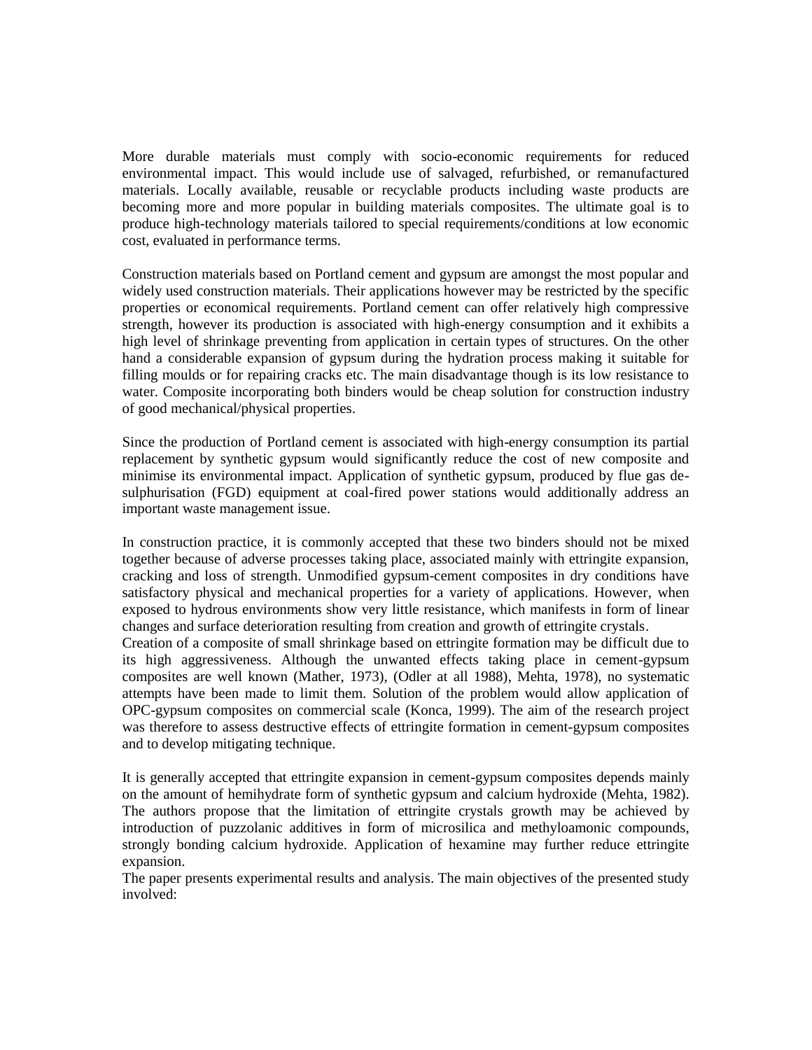More durable materials must comply with socio-economic requirements for reduced environmental impact. This would include use of salvaged, refurbished, or remanufactured materials. Locally available, reusable or recyclable products including waste products are becoming more and more popular in building materials composites. The ultimate goal is to produce high-technology materials tailored to special requirements/conditions at low economic cost, evaluated in performance terms.

Construction materials based on Portland cement and gypsum are amongst the most popular and widely used construction materials. Their applications however may be restricted by the specific properties or economical requirements. Portland cement can offer relatively high compressive strength, however its production is associated with high-energy consumption and it exhibits a high level of shrinkage preventing from application in certain types of structures. On the other hand a considerable expansion of gypsum during the hydration process making it suitable for filling moulds or for repairing cracks etc. The main disadvantage though is its low resistance to water. Composite incorporating both binders would be cheap solution for construction industry of good mechanical/physical properties.

Since the production of Portland cement is associated with high-energy consumption its partial replacement by synthetic gypsum would significantly reduce the cost of new composite and minimise its environmental impact. Application of synthetic gypsum, produced by flue gas de-sulphurisation (FGD) equipment at coal-fired power stations would additionally address an important waste management issue.

In construction practice, it is commonly accepted that these two binders should not be mixed together because of adverse processes taking place, associated mainly with ettringite expansion, cracking and loss of strength. Unmodified gypsum-cement composites in dry conditions have satisfactory physical and mechanical properties for a variety of applications. However, when exposed to hydrous environments show very little resistance, which manifests in form of linear changes and surface deterioration resulting from creation and growth of ettringite crystals.
Creation of a composite of small shrinkage based on ettringite formation may be difficult due to its high aggressiveness. Although the unwanted effects taking place in cement-gypsum composites are well known (Mather, 1973), (Odler at all 1988), Mehta, 1978), no systematic attempts have been made to limit them. Solution of the problem would allow application of OPC-gypsum composites on commercial scale (Konca, 1999). The aim of the research project was therefore to assess destructive effects of ettringite formation in cement-gypsum composites and to develop mitigating technique.

It is generally accepted that ettringite expansion in cement-gypsum composites depends mainly on the amount of hemihydrate form of synthetic gypsum and calcium hydroxide (Mehta, 1982). The authors propose that the limitation of ettringite crystals growth may be achieved by introduction of puzzolanic additives in form of microsilica and methyloamonic compounds, strongly bonding calcium hydroxide. Application of hexamine may further reduce ettringite expansion.
The paper presents experimental results and analysis. The main objectives of the presented study involved: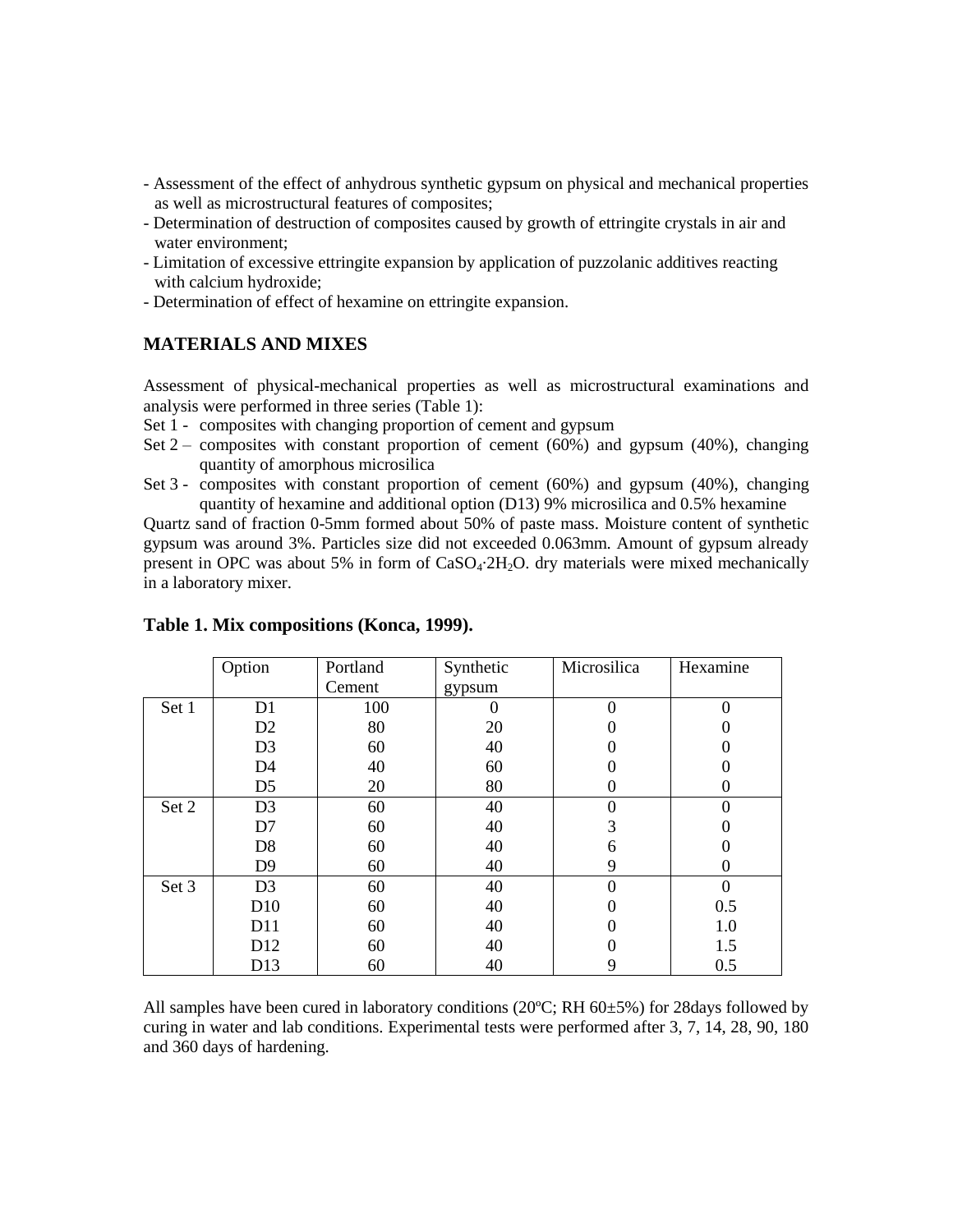- Assessment of the effect of anhydrous synthetic gypsum on physical and mechanical properties as well as microstructural features of composites;
- Determination of destruction of composites caused by growth of ettringite crystals in air and water environment;
- Limitation of excessive ettringite expansion by application of puzzolanic additives reacting with calcium hydroxide;
- Determination of effect of hexamine on ettringite expansion.

## MATERIALS AND MIXES

Assessment of physical-mechanical properties as well as microstructural examinations and analysis were performed in three series (Table 1):

Set 1 - composites with changing proportion of cement and gypsum

Set 2 – composites with constant proportion of cement (60%) and gypsum (40%), changing quantity of amorphous microsilica

Set 3 - composites with constant proportion of cement (60%) and gypsum (40%), changing quantity of hexamine and additional option (D13) 9% microsilica and 0.5% hexamine

Quartz sand of fraction 0-5mm formed about 50% of paste mass. Moisture content of synthetic gypsum was around 3%. Particles size did not exceeded 0.063mm. Amount of gypsum already present in OPC was about 5% in form of $CaSO_4{\cdot}2H_2O$. dry materials were mixed mechanically in a laboratory mixer.

**Table 1. Mix compositions (Konca, 1999).**

| | Option | Portland Cement | Synthetic gypsum | Microsilica | Hexamine |
|---|---|---|---|---|---|
| Set 1 | D1 | 100 | 0 | 0 | 0 |
| | D2 | 80 | 20 | 0 | 0 |
| | D3 | 60 | 40 | 0 | 0 |
| | D4 | 40 | 60 | 0 | 0 |
| | D5 | 20 | 80 | 0 | 0 |
| Set 2 | D3 | 60 | 40 | 0 | 0 |
| | D7 | 60 | 40 | 3 | 0 |
| | D8 | 60 | 40 | 6 | 0 |
| | D9 | 60 | 40 | 9 | 0 |
| Set 3 | D3 | 60 | 40 | 0 | 0 |
| | D10 | 60 | 40 | 0 | 0.5 |
| | D11 | 60 | 40 | 0 | 1.0 |
| | D12 | 60 | 40 | 0 | 1.5 |
| | D13 | 60 | 40 | 9 | 0.5 |

All samples have been cured in laboratory conditions (20ºC; RH 60±5%) for 28days followed by curing in water and lab conditions. Experimental tests were performed after 3, 7, 14, 28, 90, 180 and 360 days of hardening.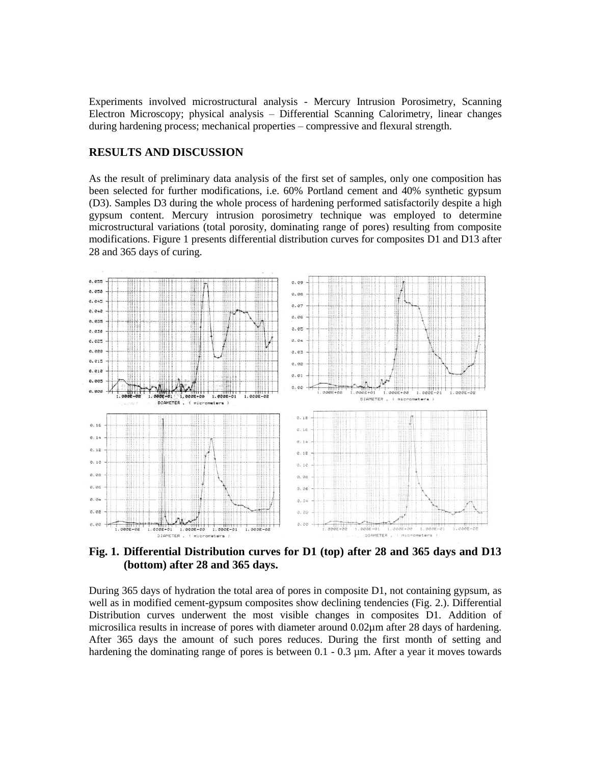Experiments involved microstructural analysis - Mercury Intrusion Porosimetry, Scanning Electron Microscopy; physical analysis – Differential Scanning Calorimetry, linear changes during hardening process; mechanical properties – compressive and flexural strength.

## RESULTS AND DISCUSSION

As the result of preliminary data analysis of the first set of samples, only one composition has been selected for further modifications, i.e. 60% Portland cement and 40% synthetic gypsum (D3). Samples D3 during the whole process of hardening performed satisfactorily despite a high gypsum content. Mercury intrusion porosimetry technique was employed to determine microstructural variations (total porosity, dominating range of pores) resulting from composite modifications. Figure 1 presents differential distribution curves for composites D1 and D13 after 28 and 365 days of curing.

**Fig. 1. Differential Distribution curves for D1 (top) after 28 and 365 days and D13 (bottom) after 28 and 365 days.**

During 365 days of hydration the total area of pores in composite D1, not containing gypsum, as well as in modified cement-gypsum composites show declining tendencies (Fig. 2.). Differential Distribution curves underwent the most visible changes in composites D1. Addition of microsilica results in increase of pores with diameter around 0.02μm after 28 days of hardening. After 365 days the amount of such pores reduces. During the first month of setting and hardening the dominating range of pores is between 0.1 - 0.3 μm. After a year it moves towards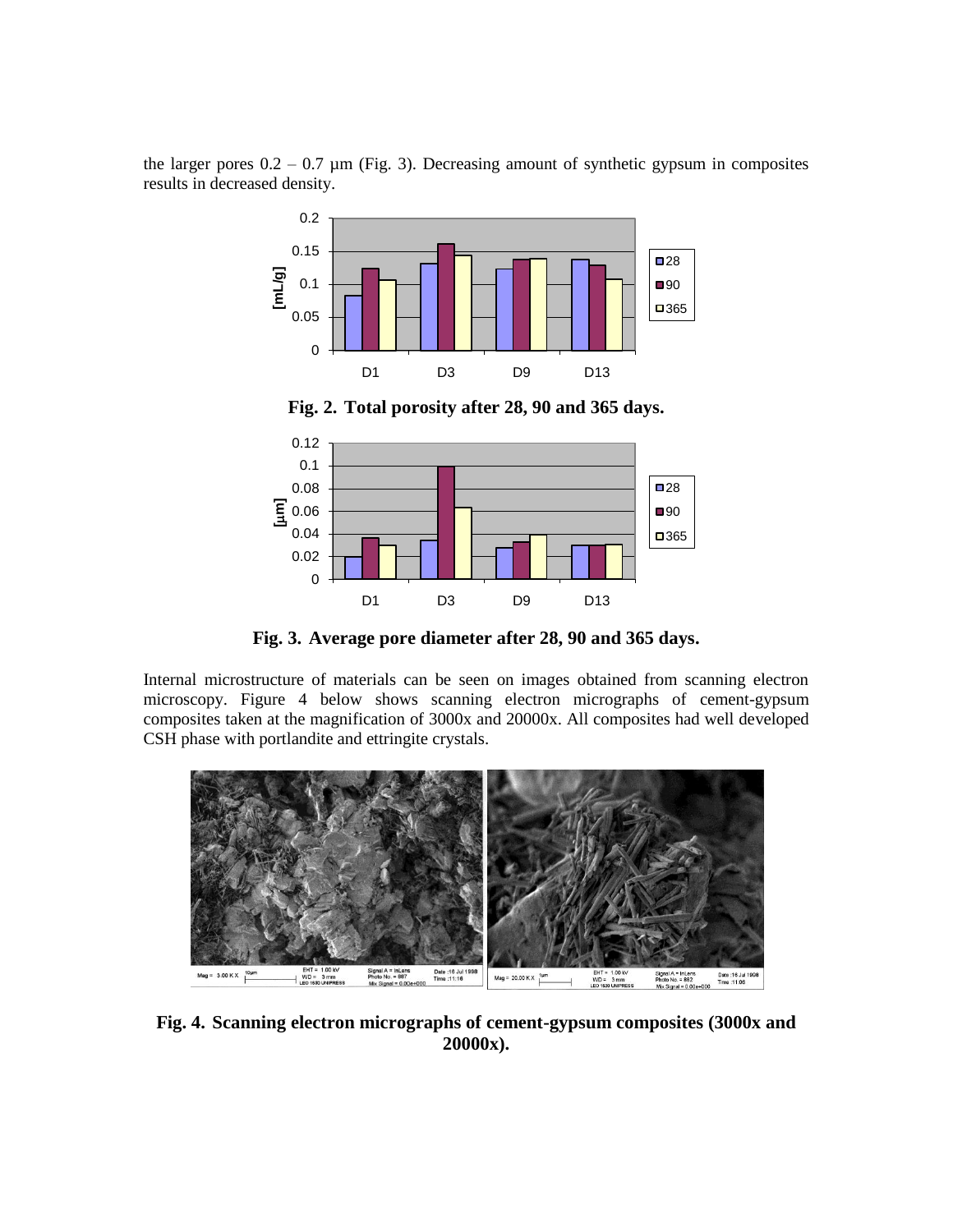the larger pores 0.2 – 0.7 µm (Fig. 3). Decreasing amount of synthetic gypsum in composites results in decreased density.

**Fig. 2. Total porosity after 28, 90 and 365 days.**

**Fig. 3. Average pore diameter after 28, 90 and 365 days.**

Internal microstructure of materials can be seen on images obtained from scanning electron microscopy. Figure 4 below shows scanning electron micrographs of cement-gypsum composites taken at the magnification of 3000x and 20000x. All composites had well developed CSH phase with portlandite and ettringite crystals.

**Fig. 4. Scanning electron micrographs of cement-gypsum composites (3000x and 20000x).**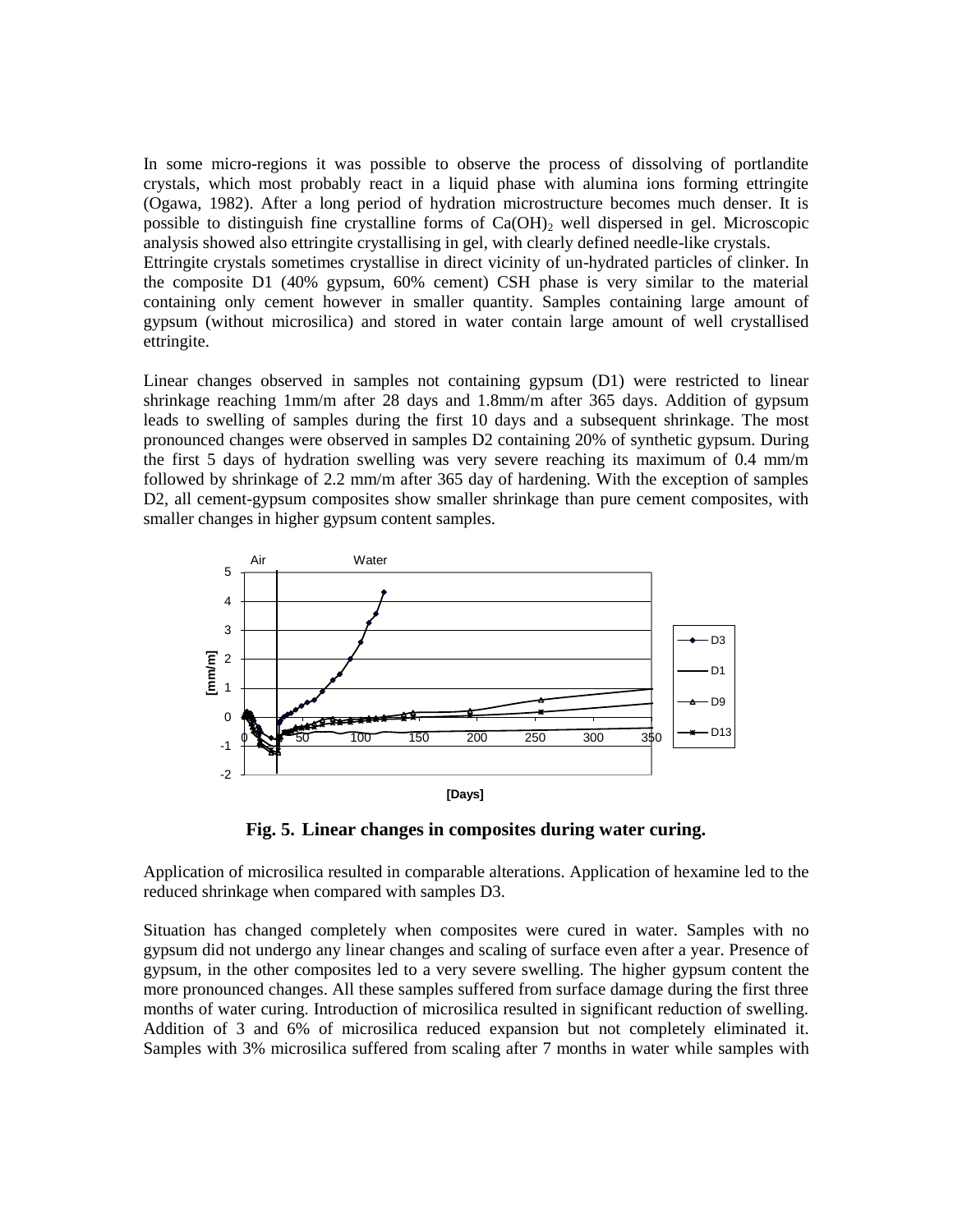In some micro-regions it was possible to observe the process of dissolving of portlandite crystals, which most probably react in a liquid phase with alumina ions forming ettringite (Ogawa, 1982). After a long period of hydration microstructure becomes much denser. It is possible to distinguish fine crystalline forms of $Ca(OH)_2$ well dispersed in gel. Microscopic analysis showed also ettringite crystallising in gel, with clearly defined needle-like crystals. Ettringite crystals sometimes crystallise in direct vicinity of un-hydrated particles of clinker. In the composite D1 (40% gypsum, 60% cement) CSH phase is very similar to the material containing only cement however in smaller quantity. Samples containing large amount of gypsum (without microsilica) and stored in water contain large amount of well crystallised ettringite.

Linear changes observed in samples not containing gypsum (D1) were restricted to linear shrinkage reaching 1mm/m after 28 days and 1.8mm/m after 365 days. Addition of gypsum leads to swelling of samples during the first 10 days and a subsequent shrinkage. The most pronounced changes were observed in samples D2 containing 20% of synthetic gypsum. During the first 5 days of hydration swelling was very severe reaching its maximum of 0.4 mm/m followed by shrinkage of 2.2 mm/m after 365 day of hardening. With the exception of samples D2, all cement-gypsum composites show smaller shrinkage than pure cement composites, with smaller changes in higher gypsum content samples.

**Fig. 5. Linear changes in composites during water curing.**

Application of microsilica resulted in comparable alterations. Application of hexamine led to the reduced shrinkage when compared with samples D3.

Situation has changed completely when composites were cured in water. Samples with no gypsum did not undergo any linear changes and scaling of surface even after a year. Presence of gypsum, in the other composites led to a very severe swelling. The higher gypsum content the more pronounced changes. All these samples suffered from surface damage during the first three months of water curing. Introduction of microsilica resulted in significant reduction of swelling. Addition of 3 and 6% of microsilica reduced expansion but not completely eliminated it. Samples with 3% microsilica suffered from scaling after 7 months in water while samples with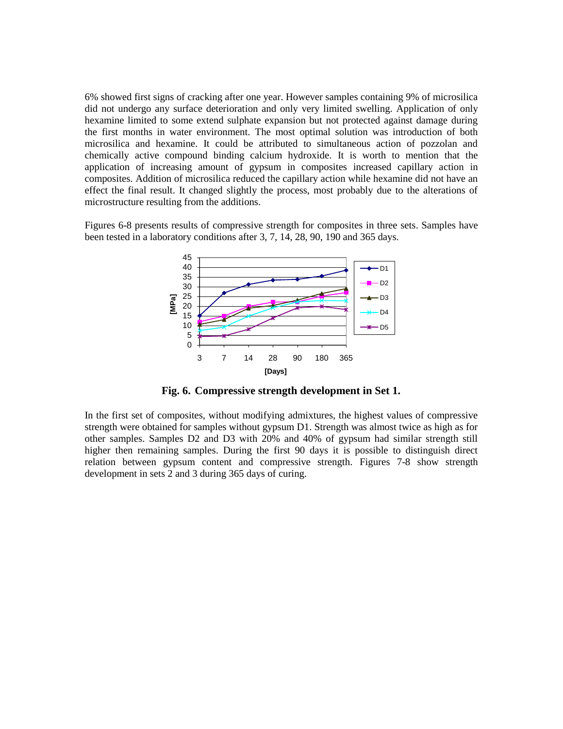6% showed first signs of cracking after one year. However samples containing 9% of microsilica did not undergo any surface deterioration and only very limited swelling. Application of only hexamine limited to some extend sulphate expansion but not protected against damage during the first months in water environment. The most optimal solution was introduction of both microsilica and hexamine. It could be attributed to simultaneous action of pozzolan and chemically active compound binding calcium hydroxide. It is worth to mention that the application of increasing amount of gypsum in composites increased capillary action in composites. Addition of microsilica reduced the capillary action while hexamine did not have an effect the final result. It changed slightly the process, most probably due to the alterations of microstructure resulting from the additions.

Figures 6-8 presents results of compressive strength for composites in three sets. Samples have been tested in a laboratory conditions after 3, 7, 14, 28, 90, 190 and 365 days.

**Fig. 6. Compressive strength development in Set 1.**

In the first set of composites, without modifying admixtures, the highest values of compressive strength were obtained for samples without gypsum D1. Strength was almost twice as high as for other samples. Samples D2 and D3 with 20% and 40% of gypsum had similar strength still higher then remaining samples. During the first 90 days it is possible to distinguish direct relation between gypsum content and compressive strength. Figures 7-8 show strength development in sets 2 and 3 during 365 days of curing.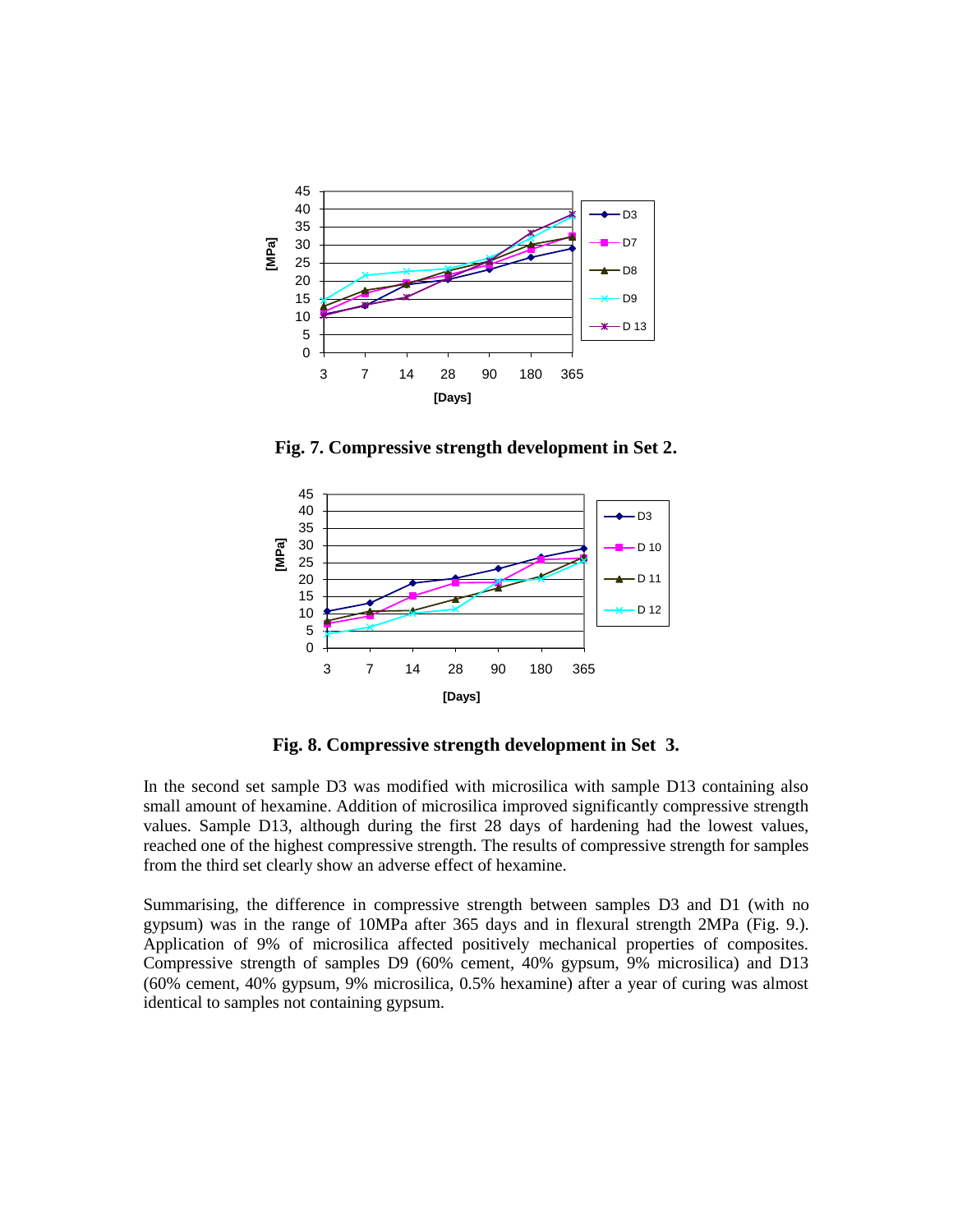**Fig. 7. Compressive strength development in Set 2.**

**Fig. 8. Compressive strength development in Set 3.**

In the second set sample D3 was modified with microsilica with sample D13 containing also small amount of hexamine. Addition of microsilica improved significantly compressive strength values. Sample D13, although during the first 28 days of hardening had the lowest values, reached one of the highest compressive strength. The results of compressive strength for samples from the third set clearly show an adverse effect of hexamine.

Summarising, the difference in compressive strength between samples D3 and D1 (with no gypsum) was in the range of 10MPa after 365 days and in flexural strength 2MPa (Fig. 9.). Application of 9% of microsilica affected positively mechanical properties of composites. Compressive strength of samples D9 (60% cement, 40% gypsum, 9% microsilica) and D13 (60% cement, 40% gypsum, 9% microsilica, 0.5% hexamine) after a year of curing was almost identical to samples not containing gypsum.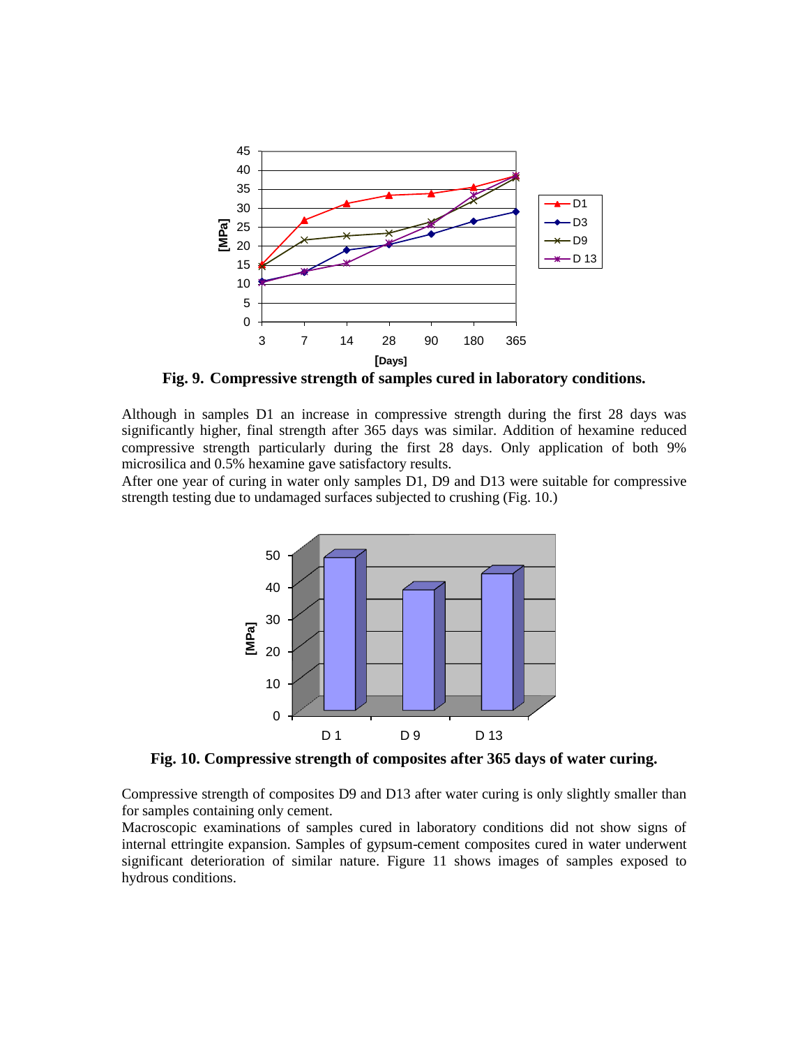**Fig. 9. Compressive strength of samples cured in laboratory conditions.**

Although in samples D1 an increase in compressive strength during the first 28 days was significantly higher, final strength after 365 days was similar. Addition of hexamine reduced compressive strength particularly during the first 28 days. Only application of both 9% microsilica and 0.5% hexamine gave satisfactory results.

After one year of curing in water only samples D1, D9 and D13 were suitable for compressive strength testing due to undamaged surfaces subjected to crushing (Fig. 10.)

**Fig. 10. Compressive strength of composites after 365 days of water curing.**

Compressive strength of composites D9 and D13 after water curing is only slightly smaller than for samples containing only cement.

Macroscopic examinations of samples cured in laboratory conditions did not show signs of internal ettringite expansion. Samples of gypsum-cement composites cured in water underwent significant deterioration of similar nature. Figure 11 shows images of samples exposed to hydrous conditions.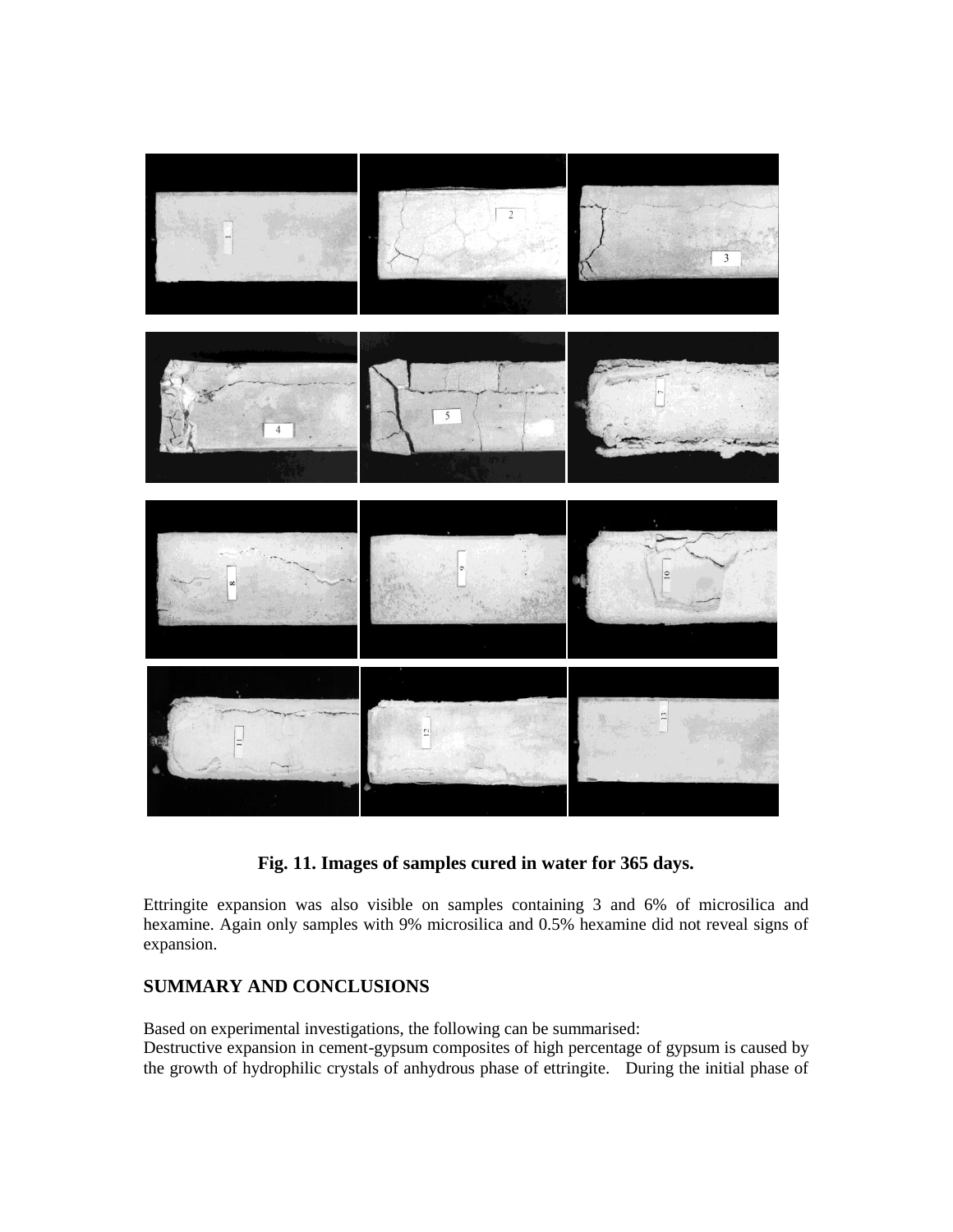**Fig. 11. Images of samples cured in water for 365 days.**

Ettringite expansion was also visible on samples containing 3 and 6% of microsilica and hexamine. Again only samples with 9% microsilica and 0.5% hexamine did not reveal signs of expansion.

## SUMMARY AND CONCLUSIONS

Based on experimental investigations, the following can be summarised:
Destructive expansion in cement-gypsum composites of high percentage of gypsum is caused by the growth of hydrophilic crystals of anhydrous phase of ettringite. During the initial phase of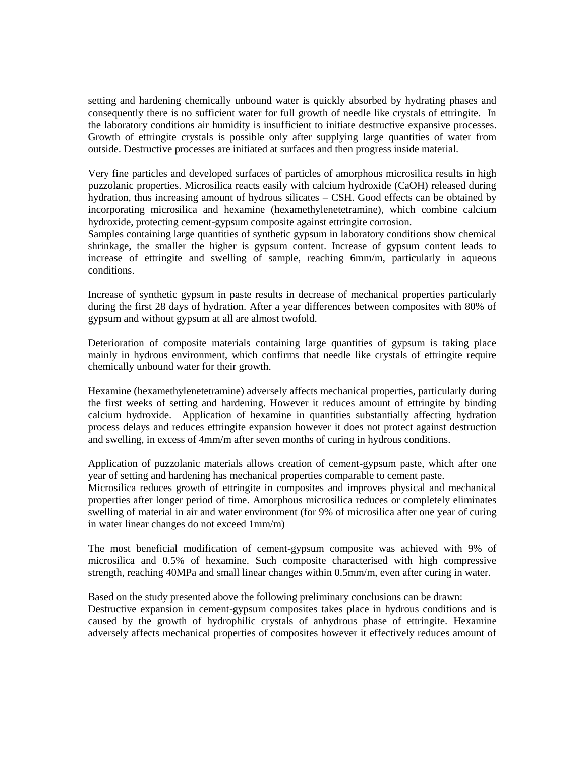setting and hardening chemically unbound water is quickly absorbed by hydrating phases and consequently there is no sufficient water for full growth of needle like crystals of ettringite. In the laboratory conditions air humidity is insufficient to initiate destructive expansive processes. Growth of ettringite crystals is possible only after supplying large quantities of water from outside. Destructive processes are initiated at surfaces and then progress inside material.

Very fine particles and developed surfaces of particles of amorphous microsilica results in high puzzolanic properties. Microsilica reacts easily with calcium hydroxide (CaOH) released during hydration, thus increasing amount of hydrous silicates – CSH. Good effects can be obtained by incorporating microsilica and hexamine (hexamethylenetetramine), which combine calcium hydroxide, protecting cement-gypsum composite against ettringite corrosion.

Samples containing large quantities of synthetic gypsum in laboratory conditions show chemical shrinkage, the smaller the higher is gypsum content. Increase of gypsum content leads to increase of ettringite and swelling of sample, reaching 6mm/m, particularly in aqueous conditions.

Increase of synthetic gypsum in paste results in decrease of mechanical properties particularly during the first 28 days of hydration. After a year differences between composites with 80% of gypsum and without gypsum at all are almost twofold.

Deterioration of composite materials containing large quantities of gypsum is taking place mainly in hydrous environment, which confirms that needle like crystals of ettringite require chemically unbound water for their growth.

Hexamine (hexamethylenetetramine) adversely affects mechanical properties, particularly during the first weeks of setting and hardening. However it reduces amount of ettringite by binding calcium hydroxide. Application of hexamine in quantities substantially affecting hydration process delays and reduces ettringite expansion however it does not protect against destruction and swelling, in excess of 4mm/m after seven months of curing in hydrous conditions.

Application of puzzolanic materials allows creation of cement-gypsum paste, which after one year of setting and hardening has mechanical properties comparable to cement paste.

Microsilica reduces growth of ettringite in composites and improves physical and mechanical properties after longer period of time. Amorphous microsilica reduces or completely eliminates swelling of material in air and water environment (for 9% of microsilica after one year of curing in water linear changes do not exceed 1mm/m)

The most beneficial modification of cement-gypsum composite was achieved with 9% of microsilica and 0.5% of hexamine. Such composite characterised with high compressive strength, reaching 40MPa and small linear changes within 0.5mm/m, even after curing in water.

Based on the study presented above the following preliminary conclusions can be drawn:

Destructive expansion in cement-gypsum composites takes place in hydrous conditions and is caused by the growth of hydrophilic crystals of anhydrous phase of ettringite. Hexamine adversely affects mechanical properties of composites however it effectively reduces amount of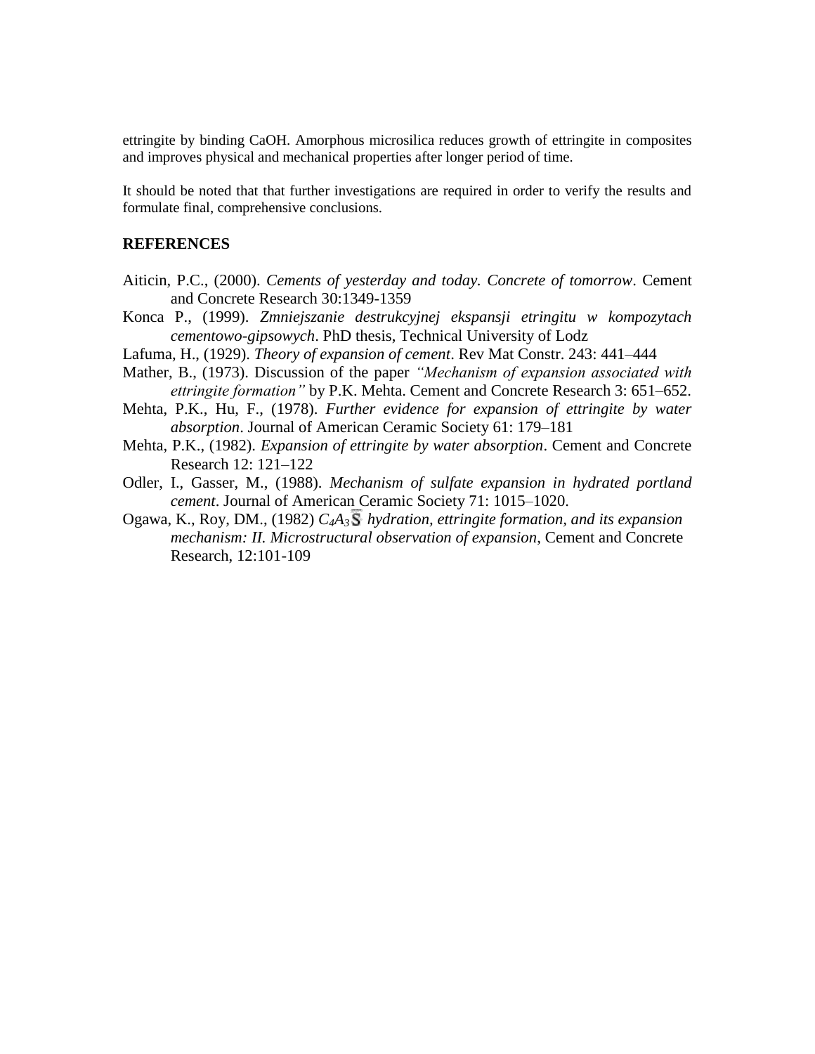ettringite by binding CaOH. Amorphous microsilica reduces growth of ettringite in composites and improves physical and mechanical properties after longer period of time.

It should be noted that that further investigations are required in order to verify the results and formulate final, comprehensive conclusions.

## REFERENCES

Aiticin, P.C., (2000). *Cements of yesterday and today. Concrete of tomorrow*. Cement and Concrete Research 30:1349-1359

Konca P., (1999). *Zmniejszanie destrukcyjnej ekspansji etringitu w kompozytach cementowo-gipsowych*. PhD thesis, Technical University of Lodz

Lafuma, H., (1929). *Theory of expansion of cement*. Rev Mat Constr. 243: 441–444

Mather, B., (1973). Discussion of the paper *"Mechanism of expansion associated with ettringite formation"* by P.K. Mehta. Cement and Concrete Research 3: 651–652.

Mehta, P.K., Hu, F., (1978). *Further evidence for expansion of ettringite by water absorption*. Journal of American Ceramic Society 61: 179–181

Mehta, P.K., (1982). *Expansion of ettringite by water absorption*. Cement and Concrete Research 12: 121–122

Odler, I., Gasser, M., (1988). *Mechanism of sulfate expansion in hydrated portland cement*. Journal of American Ceramic Society 71: 1015–1020.

Ogawa, K., Roy, DM., (1982) *$C_4A_3\overline{S}$ hydration, ettringite formation, and its expansion mechanism: II. Microstructural observation of expansion*, Cement and Concrete Research, 12:101-109